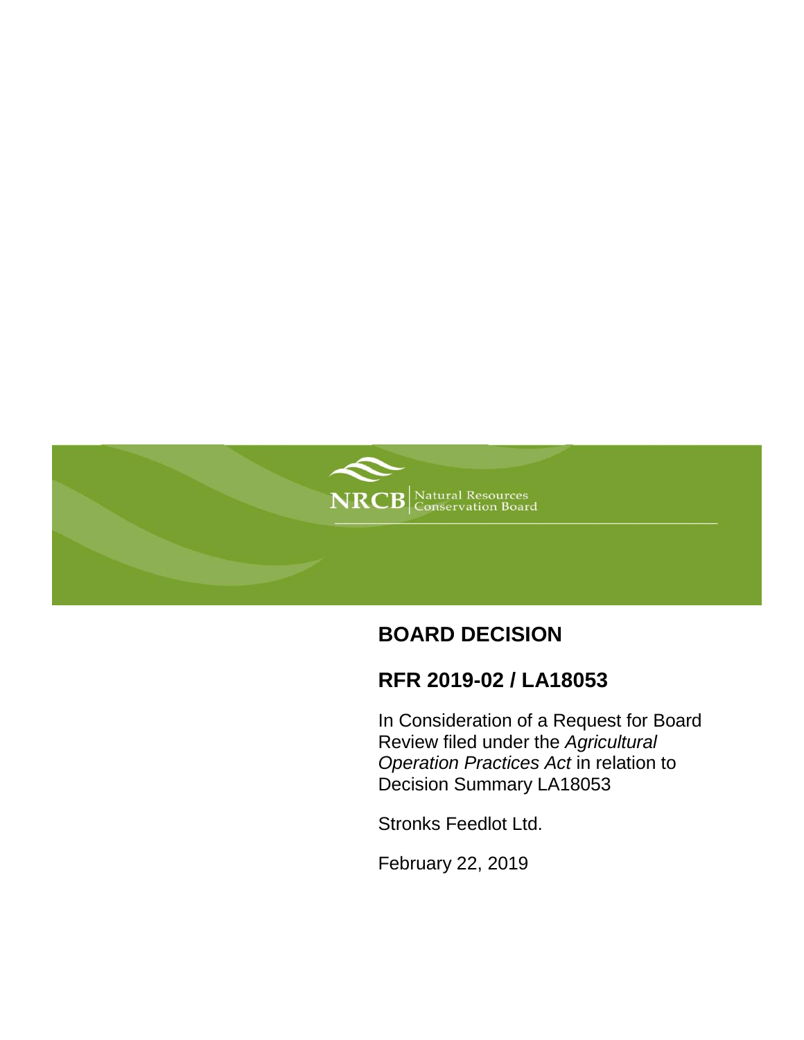NRCB | Natural Resources Conservation Board

# BOARD DECISION

## RFR 2019-02 / LA18053

In Consideration of a Request for Board Review filed under the *Agricultural Operation Practices Act* in relation to Decision Summary LA18053

Stronks Feedlot Ltd.

February 22, 2019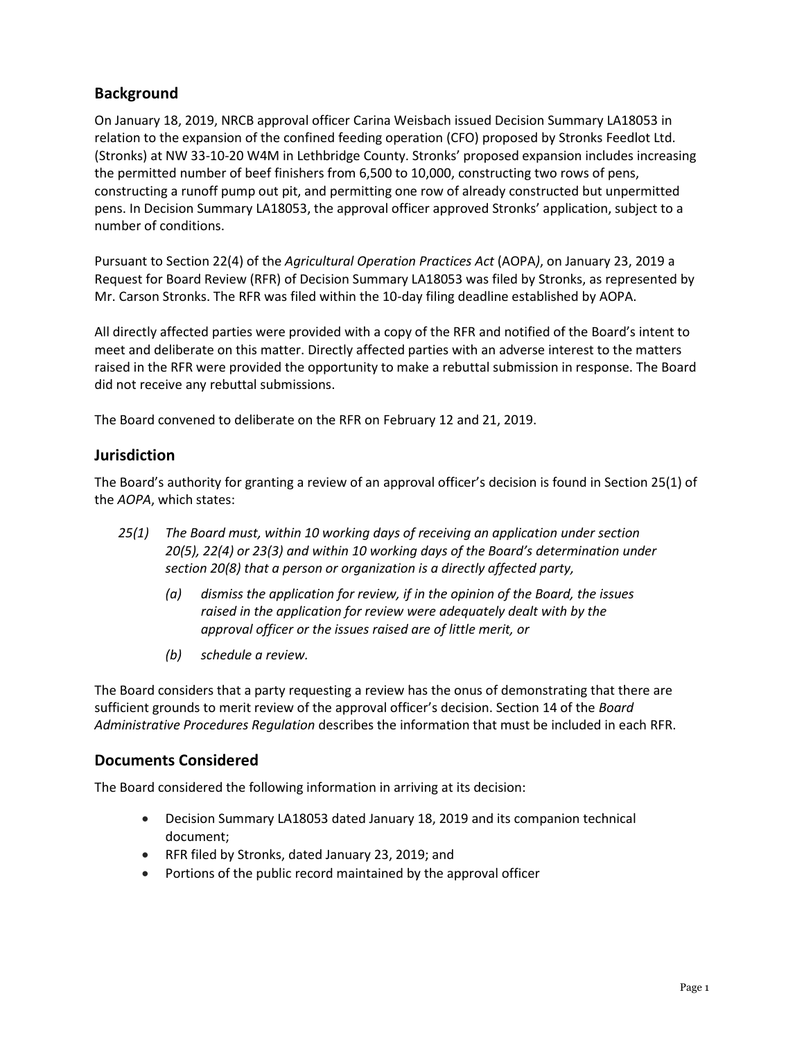## Background

On January 18, 2019, NRCB approval officer Carina Weisbach issued Decision Summary LA18053 in relation to the expansion of the confined feeding operation (CFO) proposed by Stronks Feedlot Ltd. (Stronks) at NW 33-10-20 W4M in Lethbridge County. Stronks' proposed expansion includes increasing the permitted number of beef finishers from 6,500 to 10,000, constructing two rows of pens, constructing a runoff pump out pit, and permitting one row of already constructed but unpermitted pens. In Decision Summary LA18053, the approval officer approved Stronks' application, subject to a number of conditions.

Pursuant to Section 22(4) of the *Agricultural Operation Practices Act* (AOPA), on January 23, 2019 a Request for Board Review (RFR) of Decision Summary LA18053 was filed by Stronks, as represented by Mr. Carson Stronks. The RFR was filed within the 10-day filing deadline established by AOPA.

All directly affected parties were provided with a copy of the RFR and notified of the Board's intent to meet and deliberate on this matter. Directly affected parties with an adverse interest to the matters raised in the RFR were provided the opportunity to make a rebuttal submission in response. The Board did not receive any rebuttal submissions.

The Board convened to deliberate on the RFR on February 12 and 21, 2019.

## Jurisdiction

The Board's authority for granting a review of an approval officer's decision is found in Section 25(1) of the *AOPA*, which states:

> *25(1) The Board must, within 10 working days of receiving an application under section 20(5), 22(4) or 23(3) and within 10 working days of the Board's determination under section 20(8) that a person or organization is a directly affected party,*
>
> *(a) dismiss the application for review, if in the opinion of the Board, the issues raised in the application for review were adequately dealt with by the approval officer or the issues raised are of little merit, or*
>
> *(b) schedule a review.*

The Board considers that a party requesting a review has the onus of demonstrating that there are sufficient grounds to merit review of the approval officer's decision. Section 14 of the *Board Administrative Procedures Regulation* describes the information that must be included in each RFR.

## Documents Considered

The Board considered the following information in arriving at its decision:

- Decision Summary LA18053 dated January 18, 2019 and its companion technical document;
- RFR filed by Stronks, dated January 23, 2019; and
- Portions of the public record maintained by the approval officer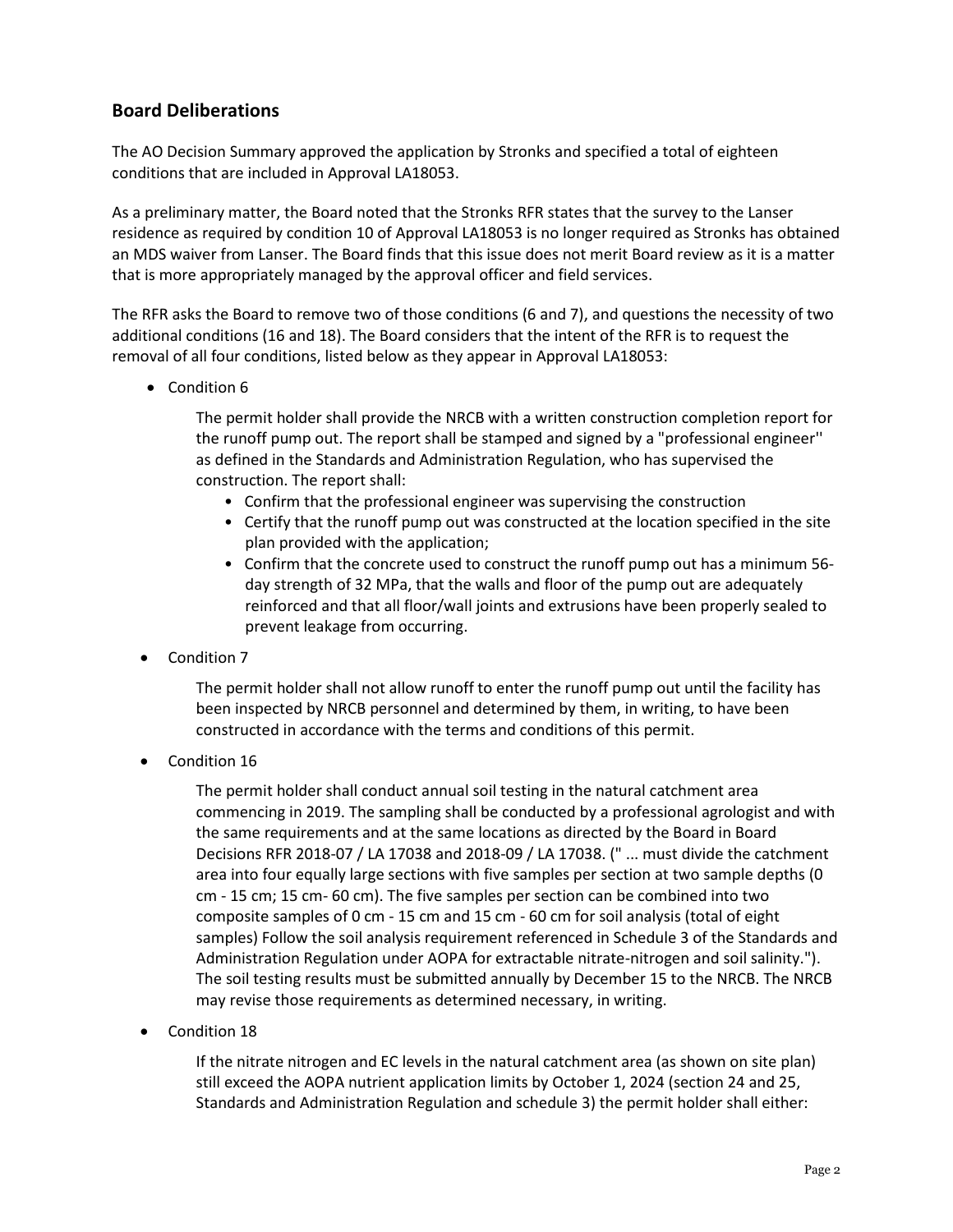## Board Deliberations

The AO Decision Summary approved the application by Stronks and specified a total of eighteen conditions that are included in Approval LA18053.

As a preliminary matter, the Board noted that the Stronks RFR states that the survey to the Lanser residence as required by condition 10 of Approval LA18053 is no longer required as Stronks has obtained an MDS waiver from Lanser. The Board finds that this issue does not merit Board review as it is a matter that is more appropriately managed by the approval officer and field services.

The RFR asks the Board to remove two of those conditions (6 and 7), and questions the necessity of two additional conditions (16 and 18). The Board considers that the intent of the RFR is to request the removal of all four conditions, listed below as they appear in Approval LA18053:

- Condition 6

  The permit holder shall provide the NRCB with a written construction completion report for the runoff pump out. The report shall be stamped and signed by a "professional engineer'' as defined in the Standards and Administration Regulation, who has supervised the construction. The report shall:
  - Confirm that the professional engineer was supervising the construction
  - Certify that the runoff pump out was constructed at the location specified in the site plan provided with the application;
  - Confirm that the concrete used to construct the runoff pump out has a minimum 56-day strength of 32 MPa, that the walls and floor of the pump out are adequately reinforced and that all floor/wall joints and extrusions have been properly sealed to prevent leakage from occurring.

- Condition 7

  The permit holder shall not allow runoff to enter the runoff pump out until the facility has been inspected by NRCB personnel and determined by them, in writing, to have been constructed in accordance with the terms and conditions of this permit.

- Condition 16

  The permit holder shall conduct annual soil testing in the natural catchment area commencing in 2019. The sampling shall be conducted by a professional agrologist and with the same requirements and at the same locations as directed by the Board in Board Decisions RFR 2018-07 / LA 17038 and 2018-09 / LA 17038. (" ... must divide the catchment area into four equally large sections with five samples per section at two sample depths (0 cm - 15 cm; 15 cm- 60 cm). The five samples per section can be combined into two composite samples of 0 cm - 15 cm and 15 cm - 60 cm for soil analysis (total of eight samples) Follow the soil analysis requirement referenced in Schedule 3 of the Standards and Administration Regulation under AOPA for extractable nitrate-nitrogen and soil salinity."). The soil testing results must be submitted annually by December 15 to the NRCB. The NRCB may revise those requirements as determined necessary, in writing.

- Condition 18

  If the nitrate nitrogen and EC levels in the natural catchment area (as shown on site plan) still exceed the AOPA nutrient application limits by October 1, 2024 (section 24 and 25, Standards and Administration Regulation and schedule 3) the permit holder shall either: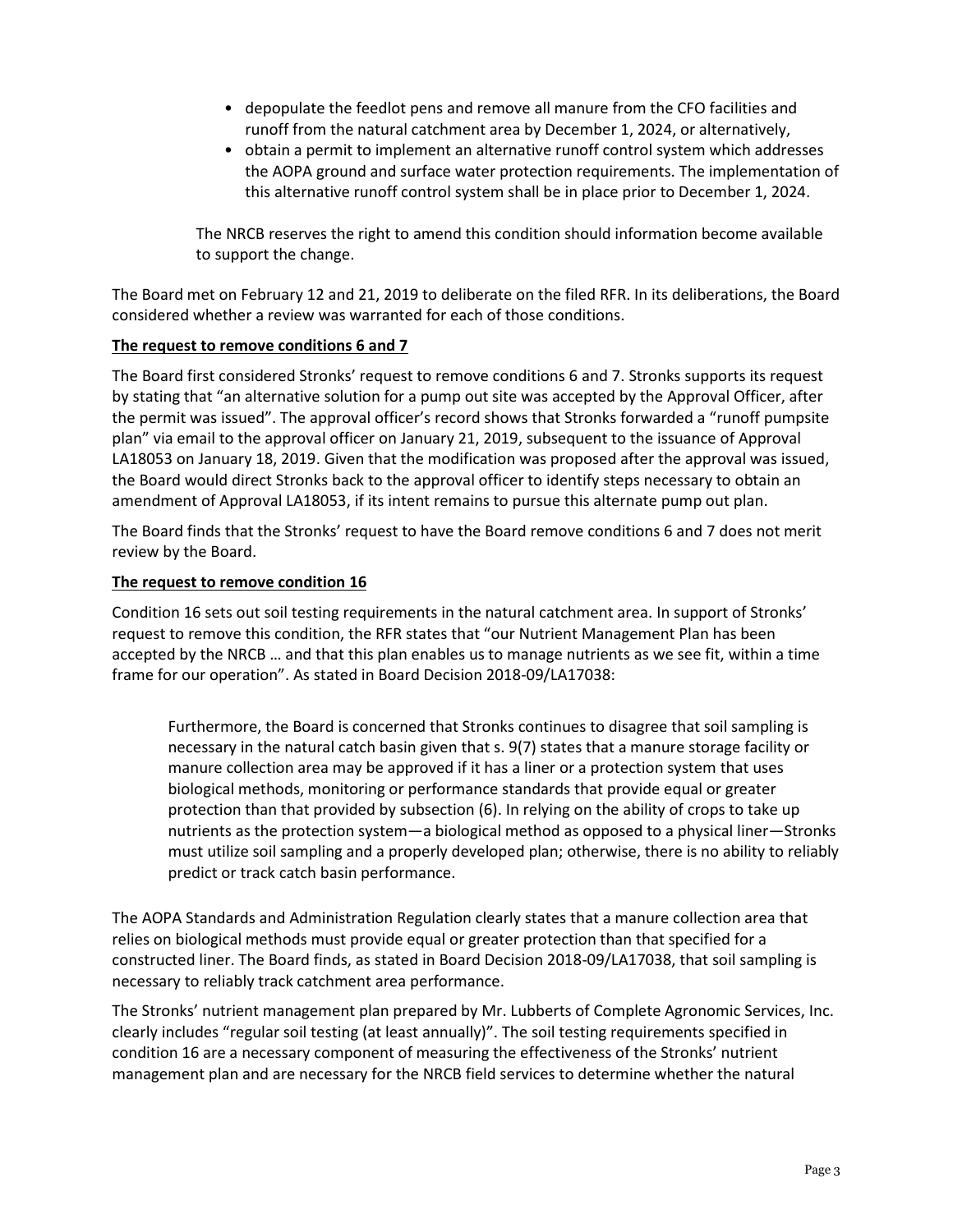- depopulate the feedlot pens and remove all manure from the CFO facilities and runoff from the natural catchment area by December 1, 2024, or alternatively,
- obtain a permit to implement an alternative runoff control system which addresses the AOPA ground and surface water protection requirements. The implementation of this alternative runoff control system shall be in place prior to December 1, 2024.

The NRCB reserves the right to amend this condition should information become available to support the change.

The Board met on February 12 and 21, 2019 to deliberate on the filed RFR. In its deliberations, the Board considered whether a review was warranted for each of those conditions.

**The request to remove conditions 6 and 7**

The Board first considered Stronks' request to remove conditions 6 and 7. Stronks supports its request by stating that "an alternative solution for a pump out site was accepted by the Approval Officer, after the permit was issued". The approval officer's record shows that Stronks forwarded a "runoff pumpsite plan" via email to the approval officer on January 21, 2019, subsequent to the issuance of Approval LA18053 on January 18, 2019. Given that the modification was proposed after the approval was issued, the Board would direct Stronks back to the approval officer to identify steps necessary to obtain an amendment of Approval LA18053, if its intent remains to pursue this alternate pump out plan.

The Board finds that the Stronks' request to have the Board remove conditions 6 and 7 does not merit review by the Board.

**The request to remove condition 16**

Condition 16 sets out soil testing requirements in the natural catchment area. In support of Stronks' request to remove this condition, the RFR states that "our Nutrient Management Plan has been accepted by the NRCB … and that this plan enables us to manage nutrients as we see fit, within a time frame for our operation". As stated in Board Decision 2018-09/LA17038:

> Furthermore, the Board is concerned that Stronks continues to disagree that soil sampling is necessary in the natural catch basin given that s. 9(7) states that a manure storage facility or manure collection area may be approved if it has a liner or a protection system that uses biological methods, monitoring or performance standards that provide equal or greater protection than that provided by subsection (6). In relying on the ability of crops to take up nutrients as the protection system—a biological method as opposed to a physical liner—Stronks must utilize soil sampling and a properly developed plan; otherwise, there is no ability to reliably predict or track catch basin performance.

The AOPA Standards and Administration Regulation clearly states that a manure collection area that relies on biological methods must provide equal or greater protection than that specified for a constructed liner. The Board finds, as stated in Board Decision 2018-09/LA17038, that soil sampling is necessary to reliably track catchment area performance.

The Stronks' nutrient management plan prepared by Mr. Lubberts of Complete Agronomic Services, Inc. clearly includes "regular soil testing (at least annually)". The soil testing requirements specified in condition 16 are a necessary component of measuring the effectiveness of the Stronks' nutrient management plan and are necessary for the NRCB field services to determine whether the natural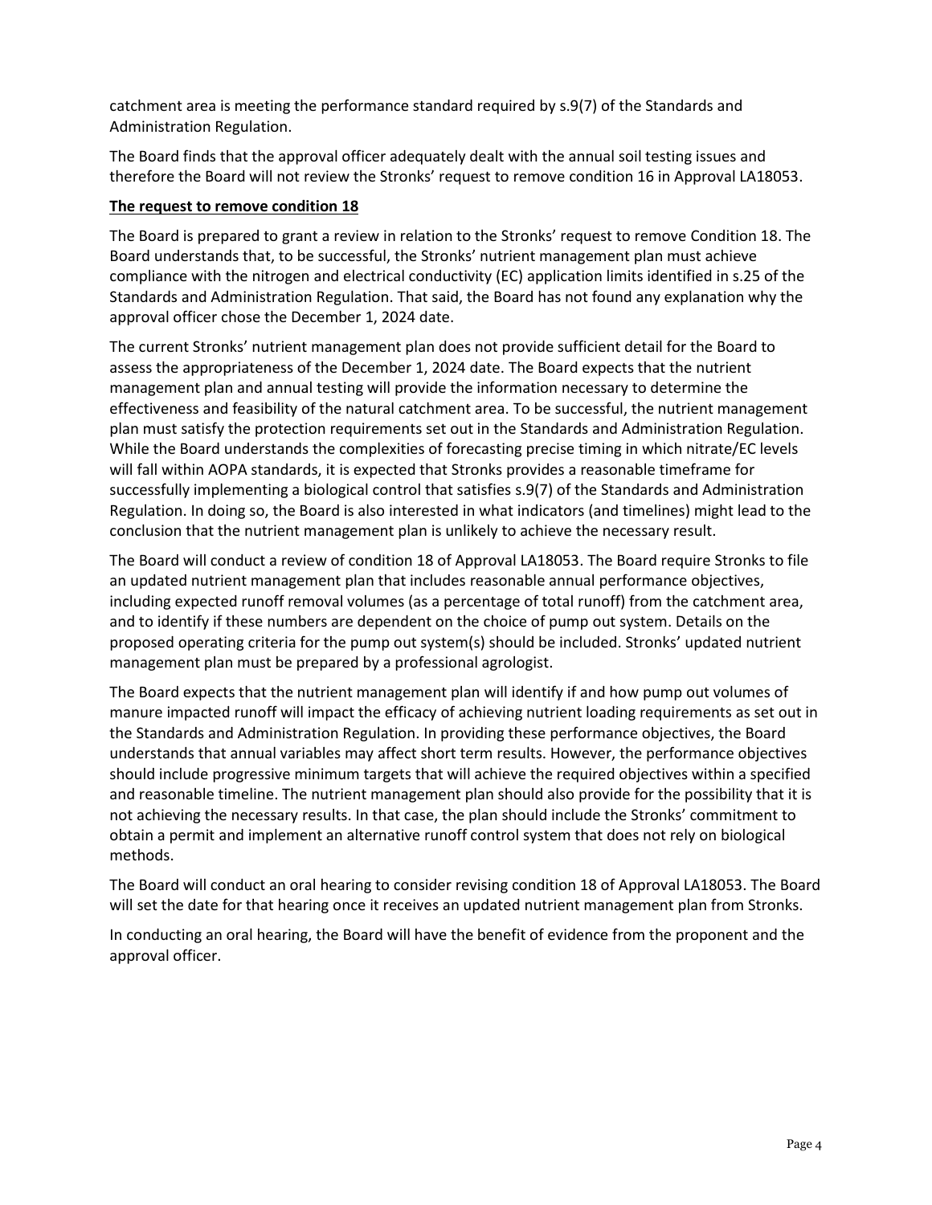catchment area is meeting the performance standard required by s.9(7) of the Standards and Administration Regulation.

The Board finds that the approval officer adequately dealt with the annual soil testing issues and therefore the Board will not review the Stronks' request to remove condition 16 in Approval LA18053.

**The request to remove condition 18**

The Board is prepared to grant a review in relation to the Stronks' request to remove Condition 18. The Board understands that, to be successful, the Stronks' nutrient management plan must achieve compliance with the nitrogen and electrical conductivity (EC) application limits identified in s.25 of the Standards and Administration Regulation. That said, the Board has not found any explanation why the approval officer chose the December 1, 2024 date.

The current Stronks' nutrient management plan does not provide sufficient detail for the Board to assess the appropriateness of the December 1, 2024 date. The Board expects that the nutrient management plan and annual testing will provide the information necessary to determine the effectiveness and feasibility of the natural catchment area. To be successful, the nutrient management plan must satisfy the protection requirements set out in the Standards and Administration Regulation. While the Board understands the complexities of forecasting precise timing in which nitrate/EC levels will fall within AOPA standards, it is expected that Stronks provides a reasonable timeframe for successfully implementing a biological control that satisfies s.9(7) of the Standards and Administration Regulation. In doing so, the Board is also interested in what indicators (and timelines) might lead to the conclusion that the nutrient management plan is unlikely to achieve the necessary result.

The Board will conduct a review of condition 18 of Approval LA18053. The Board require Stronks to file an updated nutrient management plan that includes reasonable annual performance objectives, including expected runoff removal volumes (as a percentage of total runoff) from the catchment area, and to identify if these numbers are dependent on the choice of pump out system. Details on the proposed operating criteria for the pump out system(s) should be included. Stronks' updated nutrient management plan must be prepared by a professional agrologist.

The Board expects that the nutrient management plan will identify if and how pump out volumes of manure impacted runoff will impact the efficacy of achieving nutrient loading requirements as set out in the Standards and Administration Regulation. In providing these performance objectives, the Board understands that annual variables may affect short term results. However, the performance objectives should include progressive minimum targets that will achieve the required objectives within a specified and reasonable timeline. The nutrient management plan should also provide for the possibility that it is not achieving the necessary results. In that case, the plan should include the Stronks' commitment to obtain a permit and implement an alternative runoff control system that does not rely on biological methods.

The Board will conduct an oral hearing to consider revising condition 18 of Approval LA18053. The Board will set the date for that hearing once it receives an updated nutrient management plan from Stronks.

In conducting an oral hearing, the Board will have the benefit of evidence from the proponent and the approval officer.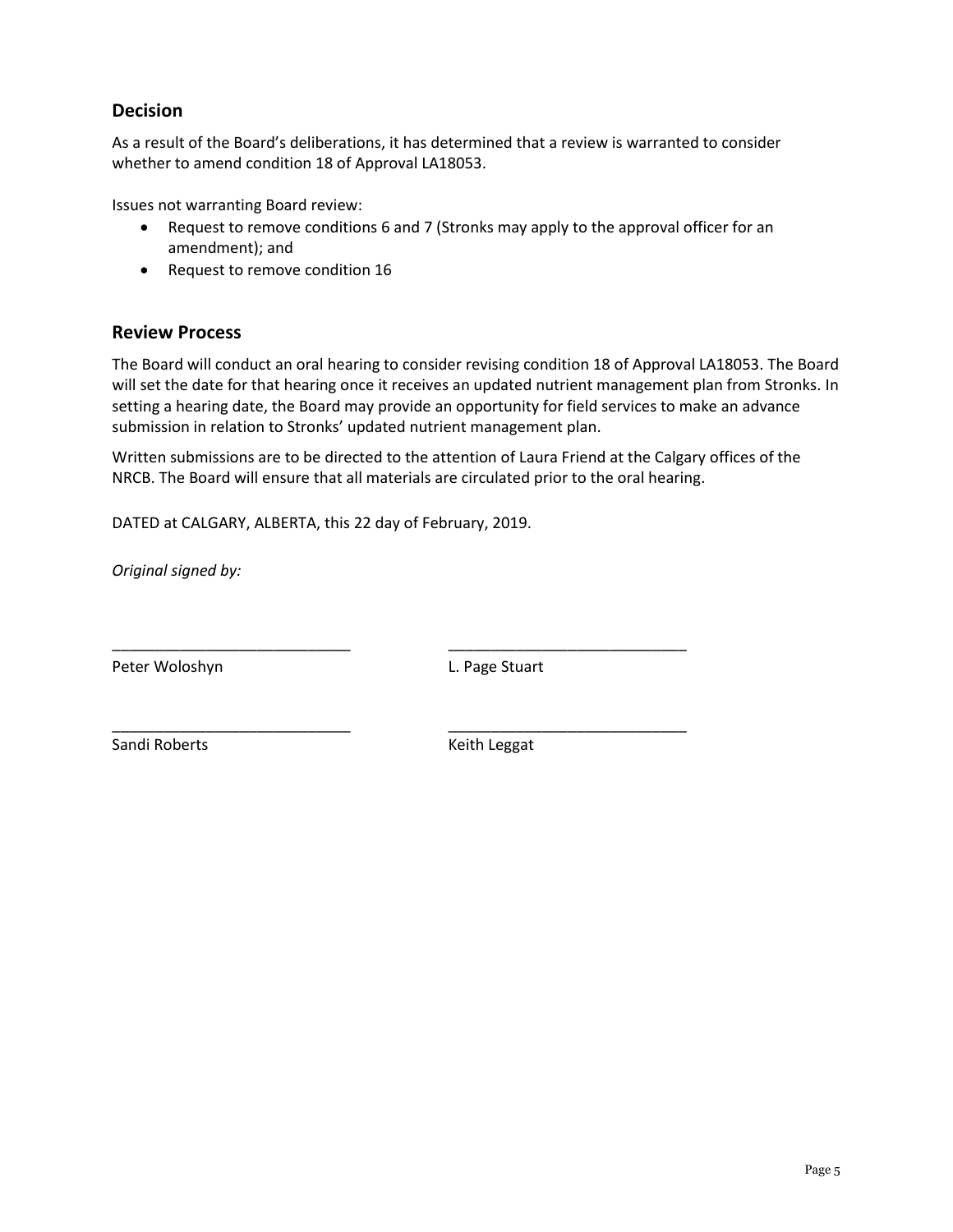## Decision

As a result of the Board's deliberations, it has determined that a review is warranted to consider whether to amend condition 18 of Approval LA18053.

Issues not warranting Board review:

- Request to remove conditions 6 and 7 (Stronks may apply to the approval officer for an amendment); and
- Request to remove condition 16

## Review Process

The Board will conduct an oral hearing to consider revising condition 18 of Approval LA18053. The Board will set the date for that hearing once it receives an updated nutrient management plan from Stronks. In setting a hearing date, the Board may provide an opportunity for field services to make an advance submission in relation to Stronks' updated nutrient management plan.

Written submissions are to be directed to the attention of Laura Friend at the Calgary offices of the NRCB. The Board will ensure that all materials are circulated prior to the oral hearing.

DATED at CALGARY, ALBERTA, this 22 day of February, 2019.

*Original signed by:*

| | |
|---|---|
| Peter Woloshyn | L. Page Stuart |
| Sandi Roberts | Keith Leggat |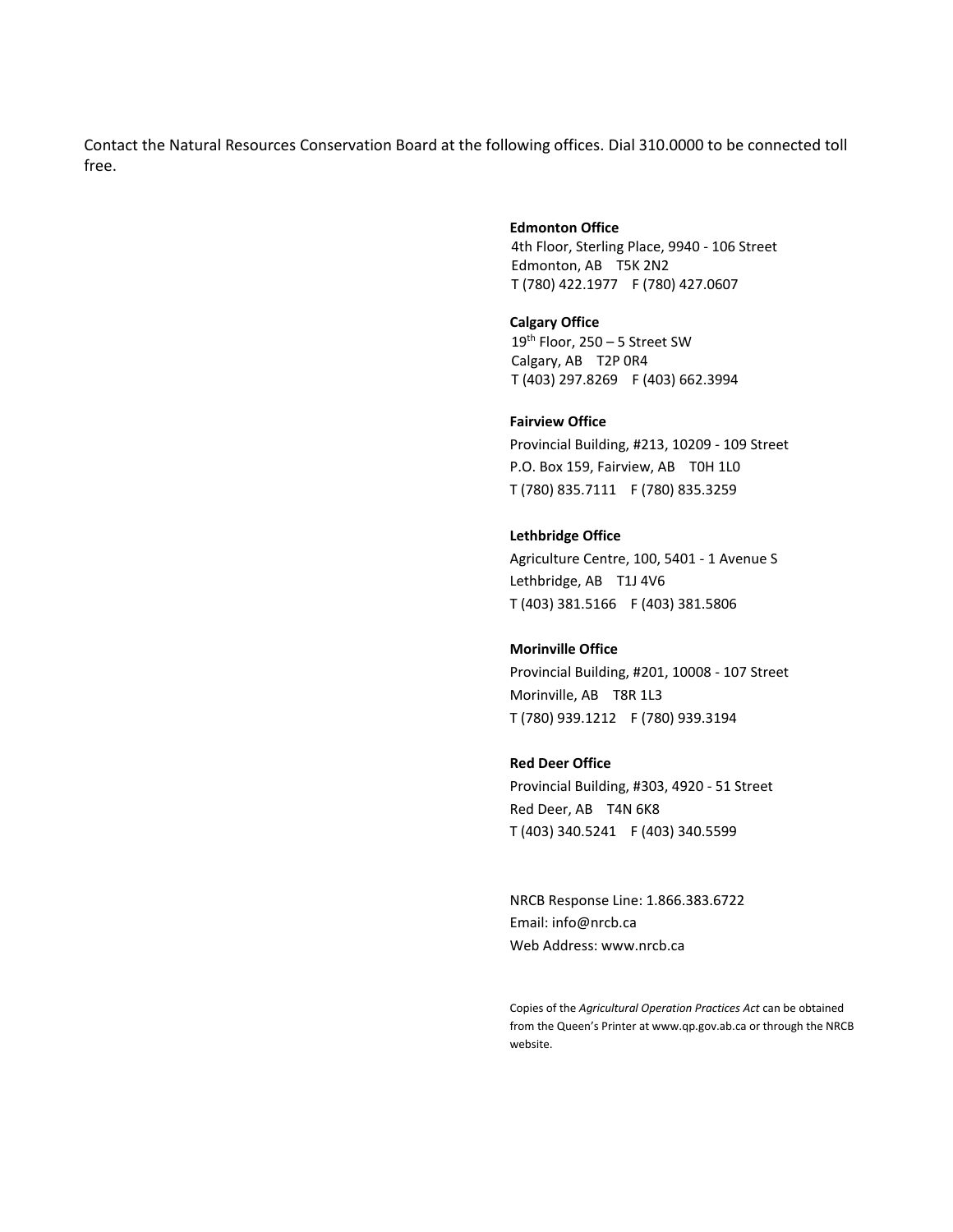Contact the Natural Resources Conservation Board at the following offices. Dial 310.0000 to be connected toll free.

**Edmonton Office**
4th Floor, Sterling Place, 9940 - 106 Street
Edmonton, AB T5K 2N2
T (780) 422.1977 F (780) 427.0607

**Calgary Office**
19th Floor, 250 – 5 Street SW
Calgary, AB T2P 0R4
T (403) 297.8269 F (403) 662.3994

**Fairview Office**
Provincial Building, #213, 10209 - 109 Street
P.O. Box 159, Fairview, AB T0H 1L0
T (780) 835.7111 F (780) 835.3259

**Lethbridge Office**
Agriculture Centre, 100, 5401 - 1 Avenue S
Lethbridge, AB T1J 4V6
T (403) 381.5166 F (403) 381.5806

**Morinville Office**
Provincial Building, #201, 10008 - 107 Street
Morinville, AB T8R 1L3
T (780) 939.1212 F (780) 939.3194

**Red Deer Office**
Provincial Building, #303, 4920 - 51 Street
Red Deer, AB T4N 6K8
T (403) 340.5241 F (403) 340.5599

NRCB Response Line: 1.866.383.6722
Email: info@nrcb.ca
Web Address: www.nrcb.ca

Copies of the *Agricultural Operation Practices Act* can be obtained from the Queen's Printer at www.qp.gov.ab.ca or through the NRCB website.